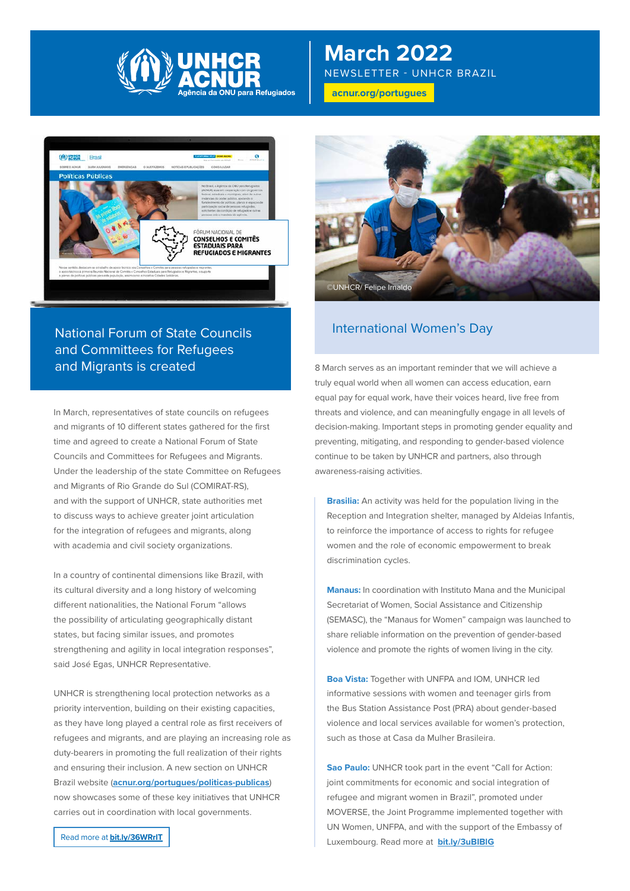# March 2022

NEWSLETTER - UNHCR BRAZIL

acnur.org/portugues

## National Forum of State Councils and Committees for Refugees and Migrants is created

In March, representatives of state councils on refugees and migrants of 10 different states gathered for the first time and agreed to create a National Forum of State Councils and Committees for Refugees and Migrants. Under the leadership of the state Committee on Refugees and Migrants of Rio Grande do Sul (COMIRAT-RS), and with the support of UNHCR, state authorities met to discuss ways to achieve greater joint articulation for the integration of refugees and migrants, along with academia and civil society organizations.

In a country of continental dimensions like Brazil, with its cultural diversity and a long history of welcoming different nationalities, the National Forum "allows the possibility of articulating geographically distant states, but facing similar issues, and promotes strengthening and agility in local integration responses", said José Egas, UNHCR Representative.

UNHCR is strengthening local protection networks as a priority intervention, building on their existing capacities, as they have long played a central role as first receivers of refugees and migrants, and are playing an increasing role as duty-bearers in promoting the full realization of their rights and ensuring their inclusion. A new section on UNHCR Brazil website (**acnur.org/portugues/politicas-publicas**) now showcases some of these key initiatives that UNHCR carries out in coordination with local governments.

Read more at **bit.ly/36WRrIT**

©UNHCR/ Felipe Irnaldo

## International Women's Day

8 March serves as an important reminder that we will achieve a truly equal world when all women can access education, earn equal pay for equal work, have their voices heard, live free from threats and violence, and can meaningfully engage in all levels of decision-making. Important steps in promoting gender equality and preventing, mitigating, and responding to gender-based violence continue to be taken by UNHCR and partners, also through awareness-raising activities.

**Brasilia:** An activity was held for the population living in the Reception and Integration shelter, managed by Aldeias Infantis, to reinforce the importance of access to rights for refugee women and the role of economic empowerment to break discrimination cycles.

**Manaus:** In coordination with Instituto Mana and the Municipal Secretariat of Women, Social Assistance and Citizenship (SEMASC), the "Manaus for Women" campaign was launched to share reliable information on the prevention of gender-based violence and promote the rights of women living in the city.

**Boa Vista:** Together with UNFPA and IOM, UNHCR led informative sessions with women and teenager girls from the Bus Station Assistance Post (PRA) about gender-based violence and local services available for women's protection, such as those at Casa da Mulher Brasileira.

**Sao Paulo:** UNHCR took part in the event "Call for Action: joint commitments for economic and social integration of refugee and migrant women in Brazil", promoted under MOVERSE, the Joint Programme implemented together with UN Women, UNFPA, and with the support of the Embassy of Luxembourg. Read more at **bit.ly/3uBIBlG**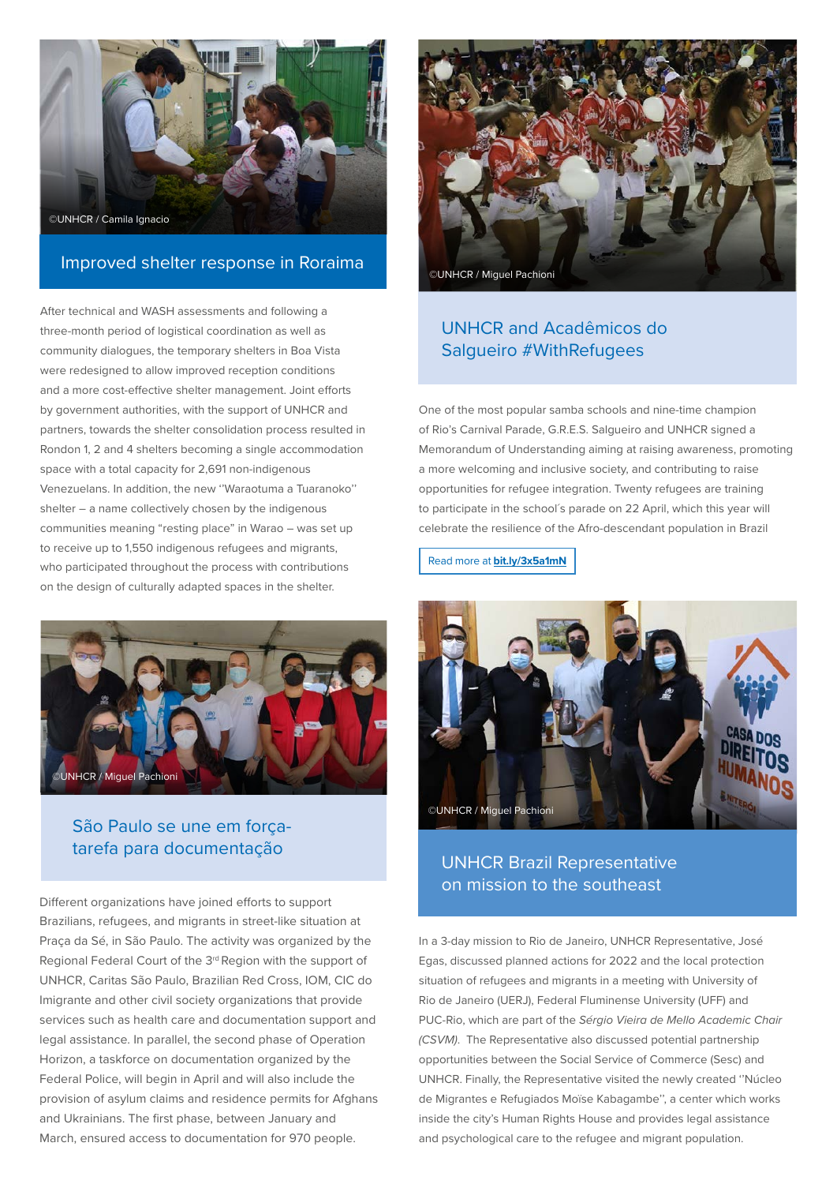©UNHCR / Camila Ignacio

## Improved shelter response in Roraima

After technical and WASH assessments and following a three-month period of logistical coordination as well as community dialogues, the temporary shelters in Boa Vista were redesigned to allow improved reception conditions and a more cost-effective shelter management. Joint efforts by government authorities, with the support of UNHCR and partners, towards the shelter consolidation process resulted in Rondon 1, 2 and 4 shelters becoming a single accommodation space with a total capacity for 2,691 non-indigenous Venezuelans. In addition, the new "Waraotuma a Tuaranoko" shelter – a name collectively chosen by the indigenous communities meaning "resting place" in Warao – was set up to receive up to 1,550 indigenous refugees and migrants, who participated throughout the process with contributions on the design of culturally adapted spaces in the shelter.

©UNHCR / Miguel Pachioni

## São Paulo se une em força-tarefa para documentação

Different organizations have joined efforts to support Brazilians, refugees, and migrants in street-like situation at Praça da Sé, in São Paulo. The activity was organized by the Regional Federal Court of the 3rd Region with the support of UNHCR, Caritas São Paulo, Brazilian Red Cross, IOM, CIC do Imigrante and other civil society organizations that provide services such as health care and documentation support and legal assistance. In parallel, the second phase of Operation Horizon, a taskforce on documentation organized by the Federal Police, will begin in April and will also include the provision of asylum claims and residence permits for Afghans and Ukrainians. The first phase, between January and March, ensured access to documentation for 970 people.

©UNHCR / Miguel Pachioni

## UNHCR and Acadêmicos do Salgueiro #WithRefugees

One of the most popular samba schools and nine-time champion of Rio's Carnival Parade, G.R.E.S. Salgueiro and UNHCR signed a Memorandum of Understanding aiming at raising awareness, promoting a more welcoming and inclusive society, and contributing to raise opportunities for refugee integration. Twenty refugees are training to participate in the school´s parade on 22 April, which this year will celebrate the resilience of the Afro-descendant population in Brazil

Read more at **bit.ly/3x5a1mN**

©UNHCR / Miguel Pachioni

## UNHCR Brazil Representative on mission to the southeast

In a 3-day mission to Rio de Janeiro, UNHCR Representative, José Egas, discussed planned actions for 2022 and the local protection situation of refugees and migrants in a meeting with University of Rio de Janeiro (UERJ), Federal Fluminense University (UFF) and PUC-Rio, which are part of the *Sérgio Vieira de Mello Academic Chair (CSVM).* The Representative also discussed potential partnership opportunities between the Social Service of Commerce (Sesc) and UNHCR. Finally, the Representative visited the newly created "Núcleo de Migrantes e Refugiados Moïse Kabagambe", a center which works inside the city's Human Rights House and provides legal assistance and psychological care to the refugee and migrant population.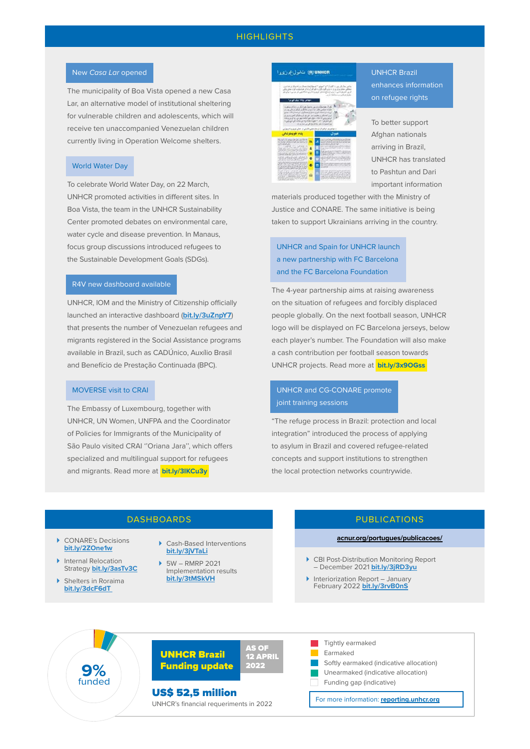# HIGHLIGHTS

### New *Casa Lar* opened

The municipality of Boa Vista opened a new Casa Lar, an alternative model of institutional sheltering for vulnerable children and adolescents, which will receive ten unaccompanied Venezuelan children currently living in Operation Welcome shelters.

### World Water Day

To celebrate World Water Day, on 22 March, UNHCR promoted activities in different sites. In Boa Vista, the team in the UNHCR Sustainability Center promoted debates on environmental care, water cycle and disease prevention. In Manaus, focus group discussions introduced refugees to the Sustainable Development Goals (SDGs).

### R4V new dashboard available

UNHCR, IOM and the Ministry of Citizenship officially launched an interactive dashboard (**bit.ly/3uZnpY7**) that presents the number of Venezuelan refugees and migrants registered in the Social Assistance programs available in Brazil, such as CADÚnico, Auxílio Brasil and Benefício de Prestação Continuada (BPC).

### MOVERSE visit to CRAI

The Embassy of Luxembourg, together with UNHCR, UN Women, UNFPA and the Coordinator of Policies for Immigrants of the Municipality of São Paulo visited CRAI "Oriana Jara", which offers specialized and multilingual support for refugees and migrants. Read more at **bit.ly/3IKCu3y**

### UNHCR Brazil enhances information on refugee rights

To better support Afghan nationals arriving in Brazil, UNHCR has translated to Pashtun and Dari important information materials produced together with the Ministry of Justice and CONARE. The same initiative is being taken to support Ukrainians arriving in the country.

### UNHCR and Spain for UNHCR launch a new partnership with FC Barcelona and the FC Barcelona Foundation

The 4-year partnership aims at raising awareness on the situation of refugees and forcibly displaced people globally. On the next football season, UNHCR logo will be displayed on FC Barcelona jerseys, below each player's number. The Foundation will also make a cash contribution per football season towards UNHCR projects. Read more at **bit.ly/3x9OGss**

### UNHCR and CG-CONARE promote joint training sessions

"The refuge process in Brazil: protection and local integration" introduced the process of applying to asylum in Brazil and covered refugee-related concepts and support institutions to strengthen the local protection networks countrywide.

# DASHBOARDS

- CONARE's Decisions **bit.ly/2ZOne1w**
- Internal Relocation Strategy **bit.ly/3asTv3C**
- Shelters in Roraima **bit.ly/3dcF6dT**
- Cash-Based Interventions **bit.ly/3jVTaLi**
- 5W – RMRP 2021 Implementation results **bit.ly/3tMSkVH**

# PUBLICATIONS

**acnur.org/portugues/publicacoes/**

- CBI Post-Distribution Monitoring Report – December 2021 **bit.ly/3jRD3yu**
- Interiorization Report – January February 2022 **bit.ly/3rvB0nS**

# UNHCR Brazil Funding update

AS OF 12 APRIL 2022

**9%** funded

**US$ 52,5 million**

UNHCR's financial requeriments in 2022

- Tightly earmaked
- Earmaked
- Softly earmaked (indicative allocation)
- Unearmarked (indicative allocation)
- Funding gap (indicative)

For more information: **reporting.unhcr.org**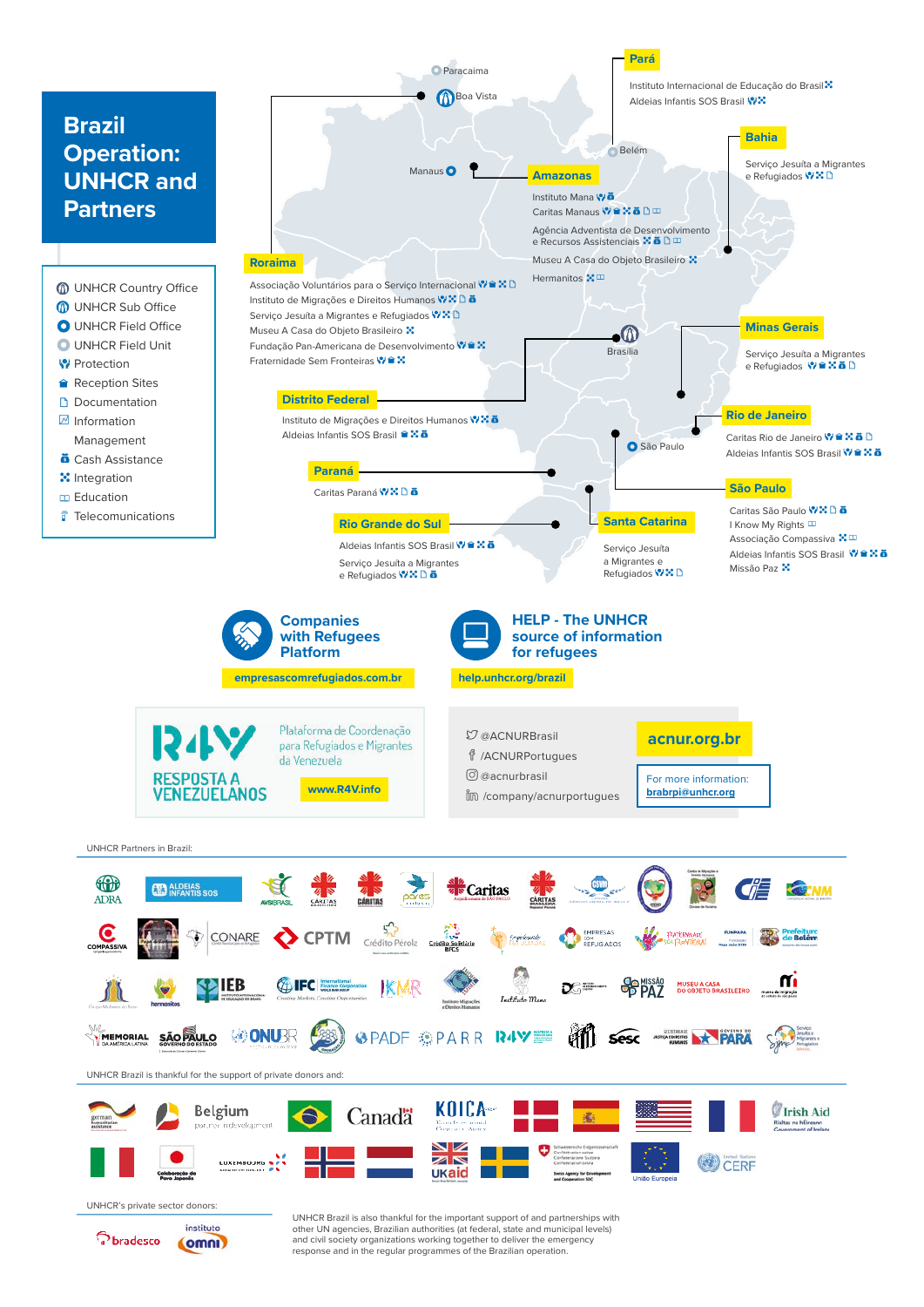# Brazil Operation: UNHCR and Partners

- UNHCR Country Office
- UNHCR Sub Office
- UNHCR Field Office
- UNHCR Field Unit
- Protection
- Reception Sites
- Documentation
- Information Management
- Cash Assistance
- Integration
- Education
- Telecomunications

Paracaima
Boa Vista
Manaus
Belém
Brasília
São Paulo

## Pará

Instituto Internacional de Educação do Brasil
Aldeias Infantis SOS Brasil

## Bahia

Serviço Jesuíta a Migrantes e Refugiados

## Amazonas

Instituto Mana
Caritas Manaus
Agência Adventista de Desenvolvimento e Recursos Assistenciais
Museu A Casa do Objeto Brasileiro
Hermanitos

## Roraima

Associação Voluntários para o Serviço Internacional
Instituto de Migrações e Direitos Humanos
Serviço Jesuíta a Migrantes e Refugiados
Museu A Casa do Objeto Brasileiro
Fundação Pan-Americana de Desenvolvimento
Fraternidade Sem Fronteiras

## Minas Gerais

Serviço Jesuíta a Migrantes e Refugiados

## Distrito Federal

Instituto de Migrações e Direitos Humanos
Aldeias Infantis SOS Brasil

## Rio de Janeiro

Caritas Rio de Janeiro
Aldeias Infantis SOS Brasil

## Paraná

Caritas Paraná

## São Paulo

Caritas São Paulo
I Know My Rights
Associação Compassiva
Aldeias Infantis SOS Brasil
Missão Paz

## Santa Catarina

Serviço Jesuíta a Migrantes e Refugiados

## Rio Grande do Sul

Aldeias Infantis SOS Brasil
Serviço Jesuíta a Migrantes e Refugiados

**Companies with Refugees Platform**
empresascomrefugiados.com.br

**HELP - The UNHCR source of information for refugees**
help.unhcr.org/brazil

R4V RESPOSTA A VENEZUELANOS
Plataforma de Coordenação para Refugiados e Migrantes da Venezuela
www.R4V.info

@ACNURBrasil
/ACNURPortugues
@acnurbrasil
/company/acnurportugues

**acnur.org.br**

For more information:
brabrpi@unhcr.org

UNHCR Partners in Brazil:

UNHCR Brazil is thankful for the support of private donors and:

UNHCR's private sector donors:

UNHCR Brazil is also thankful for the important support of and partnerships with other UN agencies, Brazilian authorities (at federal, state and municipal levels) and civil society organizations working together to deliver the emergency response and in the regular programmes of the Brazilian operation.